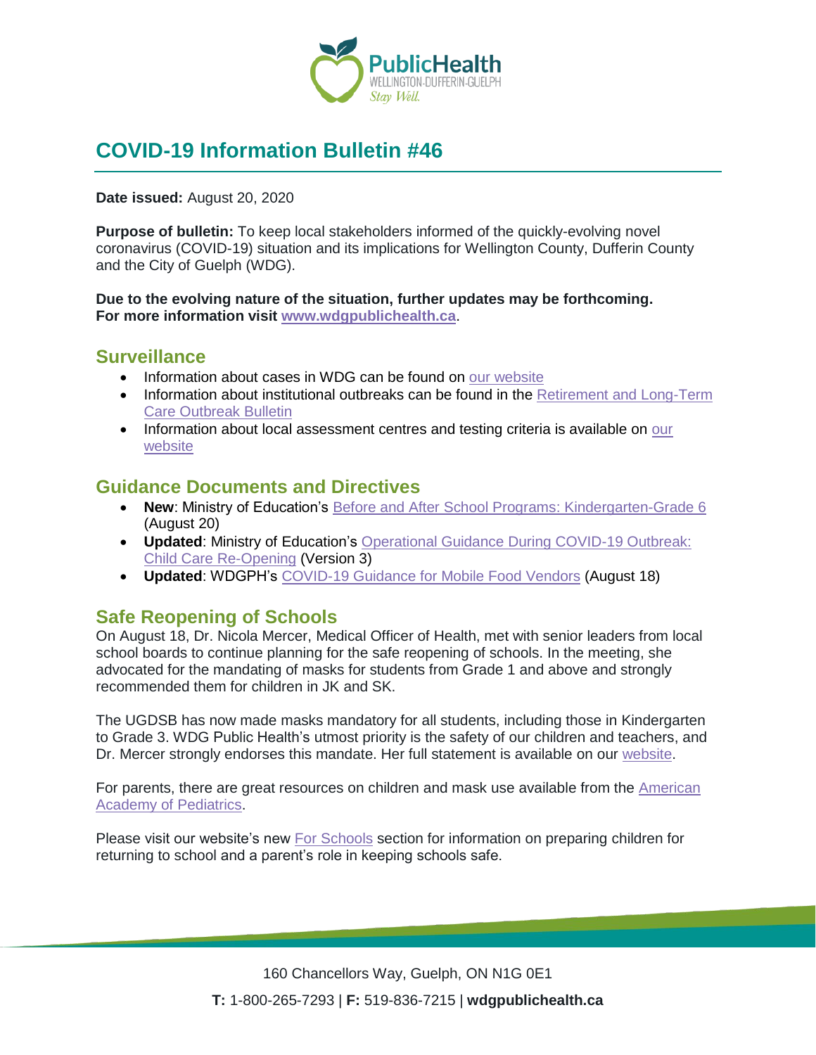# COVID-19 Information Bulletin #46

**Date issued:** August 20, 2020

**Purpose of bulletin:** To keep local stakeholders informed of the quickly-evolving novel coronavirus (COVID-19) situation and its implications for Wellington County, Dufferin County and the City of Guelph (WDG).

**Due to the evolving nature of the situation, further updates may be forthcoming. For more information visit www.wdgpublichealth.ca.**

## Surveillance

- Information about cases in WDG can be found on our website
- Information about institutional outbreaks can be found in the Retirement and Long-Term Care Outbreak Bulletin
- Information about local assessment centres and testing criteria is available on our website

## Guidance Documents and Directives

- **New**: Ministry of Education's Before and After School Programs: Kindergarten-Grade 6 (August 20)
- **Updated**: Ministry of Education's Operational Guidance During COVID-19 Outbreak: Child Care Re-Opening (Version 3)
- **Updated**: WDGPH's COVID-19 Guidance for Mobile Food Vendors (August 18)

## Safe Reopening of Schools

On August 18, Dr. Nicola Mercer, Medical Officer of Health, met with senior leaders from local school boards to continue planning for the safe reopening of schools. In the meeting, she advocated for the mandating of masks for students from Grade 1 and above and strongly recommended them for children in JK and SK.

The UGDSB has now made masks mandatory for all students, including those in Kindergarten to Grade 3. WDG Public Health's utmost priority is the safety of our children and teachers, and Dr. Mercer strongly endorses this mandate. Her full statement is available on our website.

For parents, there are great resources on children and mask use available from the American Academy of Pediatrics.

Please visit our website's new For Schools section for information on preparing children for returning to school and a parent's role in keeping schools safe.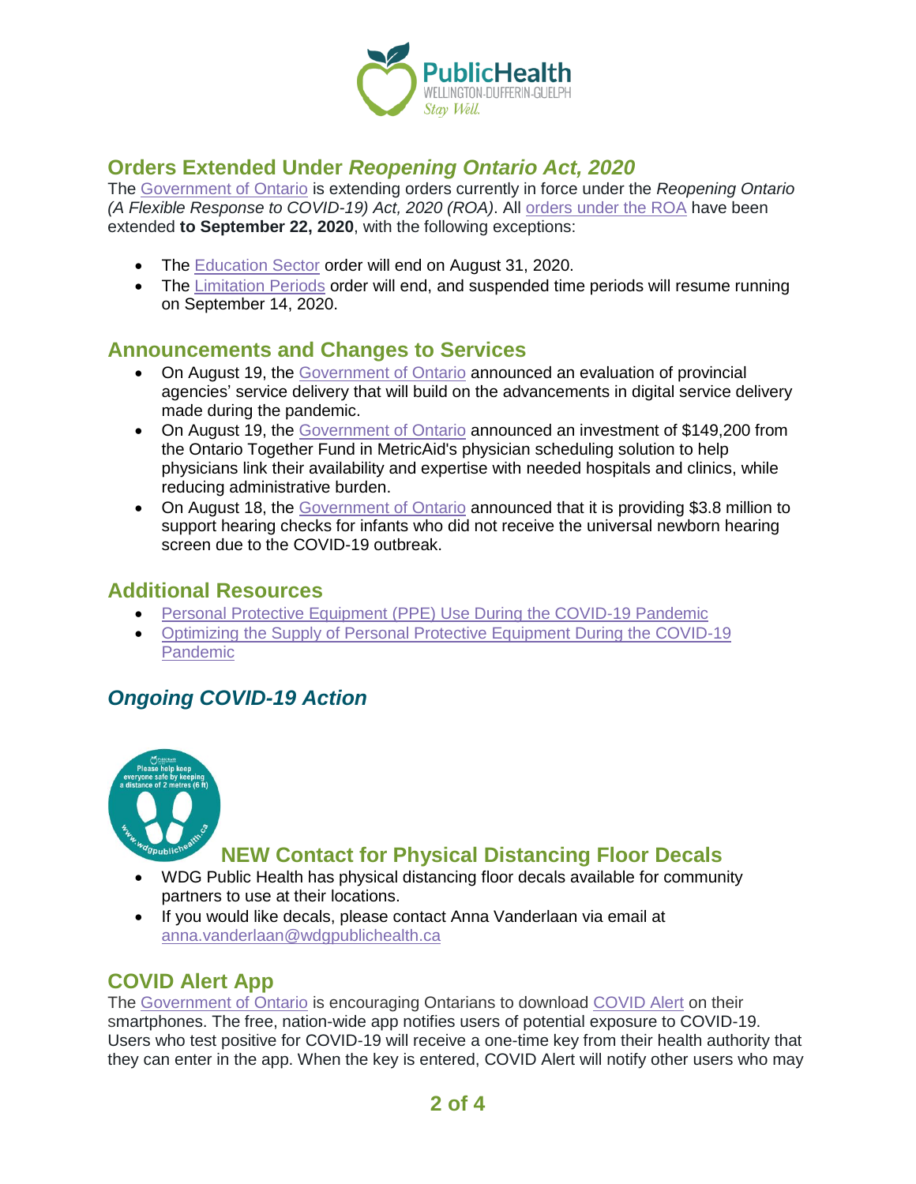## Orders Extended Under *Reopening Ontario Act, 2020*

The Government of Ontario is extending orders currently in force under the *Reopening Ontario (A Flexible Response to COVID-19) Act, 2020 (ROA)*. All orders under the ROA have been extended **to September 22, 2020**, with the following exceptions:

- The Education Sector order will end on August 31, 2020.
- The Limitation Periods order will end, and suspended time periods will resume running on September 14, 2020.

## Announcements and Changes to Services

- On August 19, the Government of Ontario announced an evaluation of provincial agencies' service delivery that will build on the advancements in digital service delivery made during the pandemic.
- On August 19, the Government of Ontario announced an investment of $149,200 from the Ontario Together Fund in MetricAid's physician scheduling solution to help physicians link their availability and expertise with needed hospitals and clinics, while reducing administrative burden.
- On August 18, the Government of Ontario announced that it is providing $3.8 million to support hearing checks for infants who did not receive the universal newborn hearing screen due to the COVID-19 outbreak.

## Additional Resources

- Personal Protective Equipment (PPE) Use During the COVID-19 Pandemic
- Optimizing the Supply of Personal Protective Equipment During the COVID-19 Pandemic

## *Ongoing COVID-19 Action*

### NEW Contact for Physical Distancing Floor Decals

- WDG Public Health has physical distancing floor decals available for community partners to use at their locations.
- If you would like decals, please contact Anna Vanderlaan via email at anna.vanderlaan@wdgpublichealth.ca

## COVID Alert App

The Government of Ontario is encouraging Ontarians to download COVID Alert on their smartphones. The free, nation-wide app notifies users of potential exposure to COVID-19. Users who test positive for COVID-19 will receive a one-time key from their health authority that they can enter in the app. When the key is entered, COVID Alert will notify other users who may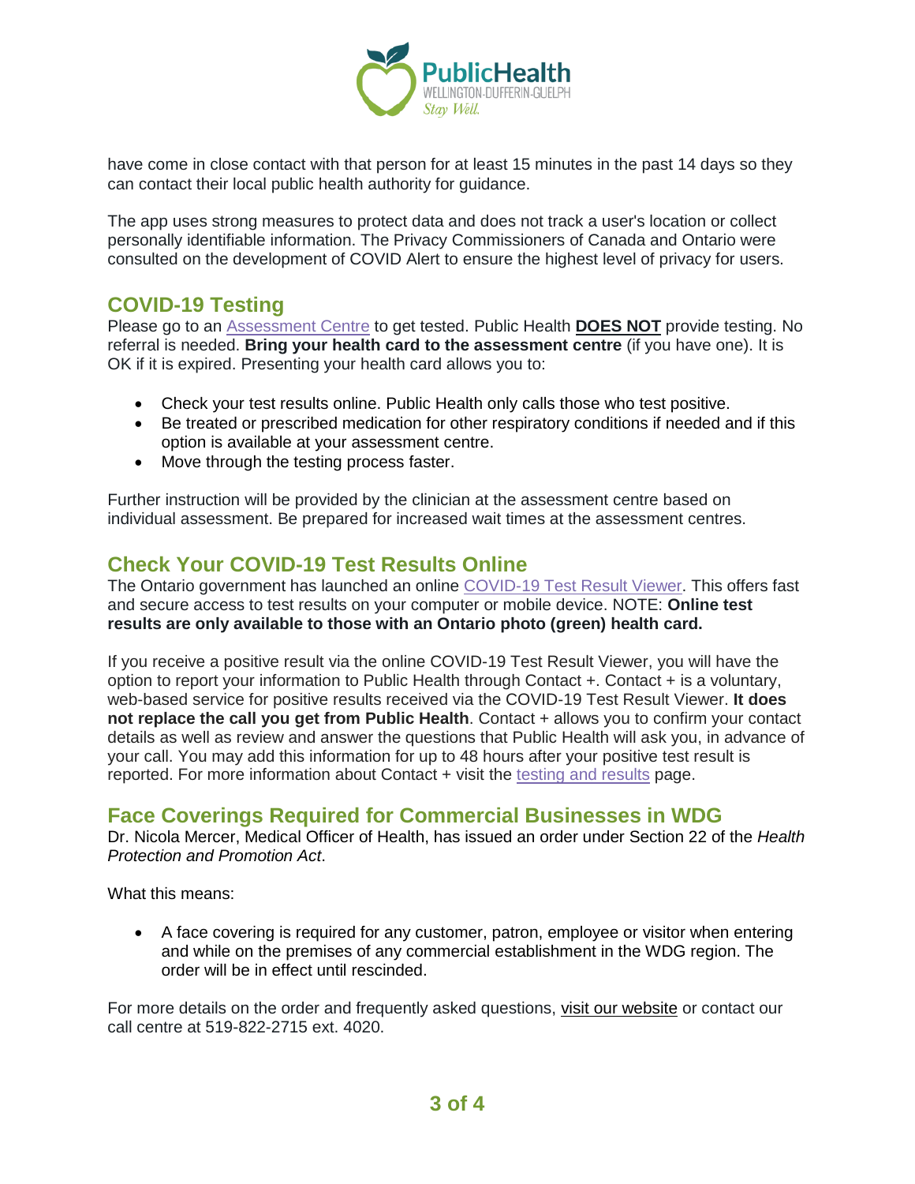have come in close contact with that person for at least 15 minutes in the past 14 days so they can contact their local public health authority for guidance.

The app uses strong measures to protect data and does not track a user's location or collect personally identifiable information. The Privacy Commissioners of Canada and Ontario were consulted on the development of COVID Alert to ensure the highest level of privacy for users.

## COVID-19 Testing

Please go to an Assessment Centre to get tested. Public Health **DOES NOT** provide testing. No referral is needed. **Bring your health card to the assessment centre** (if you have one). It is OK if it is expired. Presenting your health card allows you to:

- Check your test results online. Public Health only calls those who test positive.
- Be treated or prescribed medication for other respiratory conditions if needed and if this option is available at your assessment centre.
- Move through the testing process faster.

Further instruction will be provided by the clinician at the assessment centre based on individual assessment. Be prepared for increased wait times at the assessment centres.

## Check Your COVID-19 Test Results Online

The Ontario government has launched an online COVID-19 Test Result Viewer. This offers fast and secure access to test results on your computer or mobile device. NOTE: **Online test results are only available to those with an Ontario photo (green) health card.**

If you receive a positive result via the online COVID-19 Test Result Viewer, you will have the option to report your information to Public Health through Contact +. Contact + is a voluntary, web-based service for positive results received via the COVID-19 Test Result Viewer. **It does not replace the call you get from Public Health**. Contact + allows you to confirm your contact details as well as review and answer the questions that Public Health will ask you, in advance of your call. You may add this information for up to 48 hours after your positive test result is reported. For more information about Contact + visit the testing and results page.

## Face Coverings Required for Commercial Businesses in WDG

Dr. Nicola Mercer, Medical Officer of Health, has issued an order under Section 22 of the *Health Protection and Promotion Act*.

What this means:

- A face covering is required for any customer, patron, employee or visitor when entering and while on the premises of any commercial establishment in the WDG region. The order will be in effect until rescinded.

For more details on the order and frequently asked questions, visit our website or contact our call centre at 519-822-2715 ext. 4020.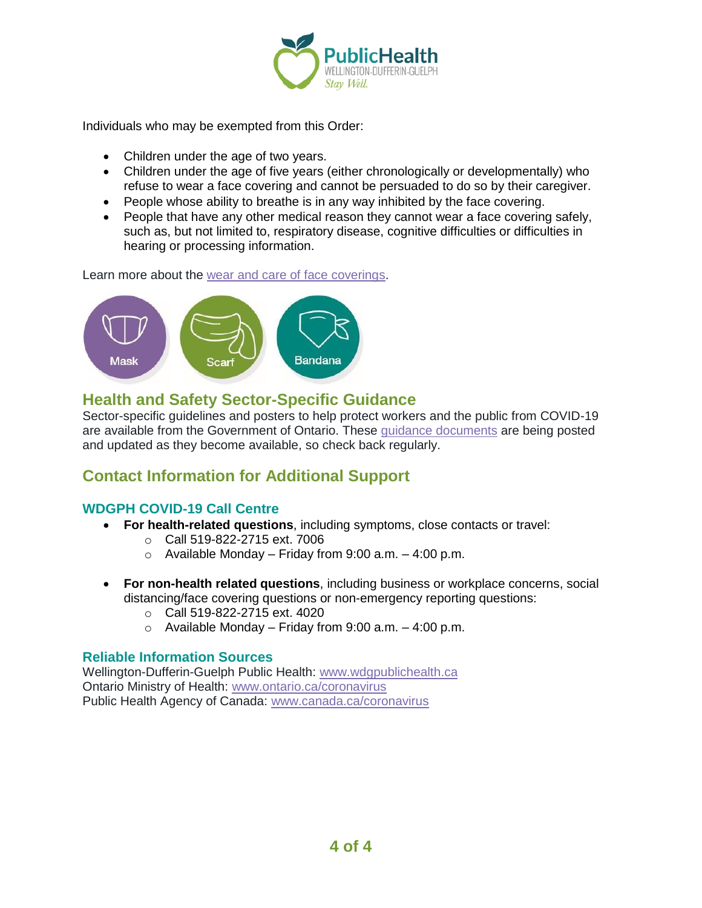Individuals who may be exempted from this Order:

- Children under the age of two years.
- Children under the age of five years (either chronologically or developmentally) who refuse to wear a face covering and cannot be persuaded to do so by their caregiver.
- People whose ability to breathe is in any way inhibited by the face covering.
- People that have any other medical reason they cannot wear a face covering safely, such as, but not limited to, respiratory disease, cognitive difficulties or difficulties in hearing or processing information.

Learn more about the wear and care of face coverings.

Mask

Scarf

Bandana

## Health and Safety Sector-Specific Guidance

Sector-specific guidelines and posters to help protect workers and the public from COVID-19 are available from the Government of Ontario. These guidance documents are being posted and updated as they become available, so check back regularly.

## Contact Information for Additional Support

### WDGPH COVID-19 Call Centre

- **For health-related questions**, including symptoms, close contacts or travel:
  - Call 519-822-2715 ext. 7006
  - Available Monday – Friday from 9:00 a.m. – 4:00 p.m.

- **For non-health related questions**, including business or workplace concerns, social distancing/face covering questions or non-emergency reporting questions:
  - Call 519-822-2715 ext. 4020
  - Available Monday – Friday from 9:00 a.m. – 4:00 p.m.

### Reliable Information Sources

Wellington-Dufferin-Guelph Public Health: www.wdgpublichealth.ca
Ontario Ministry of Health: www.ontario.ca/coronavirus
Public Health Agency of Canada: www.canada.ca/coronavirus